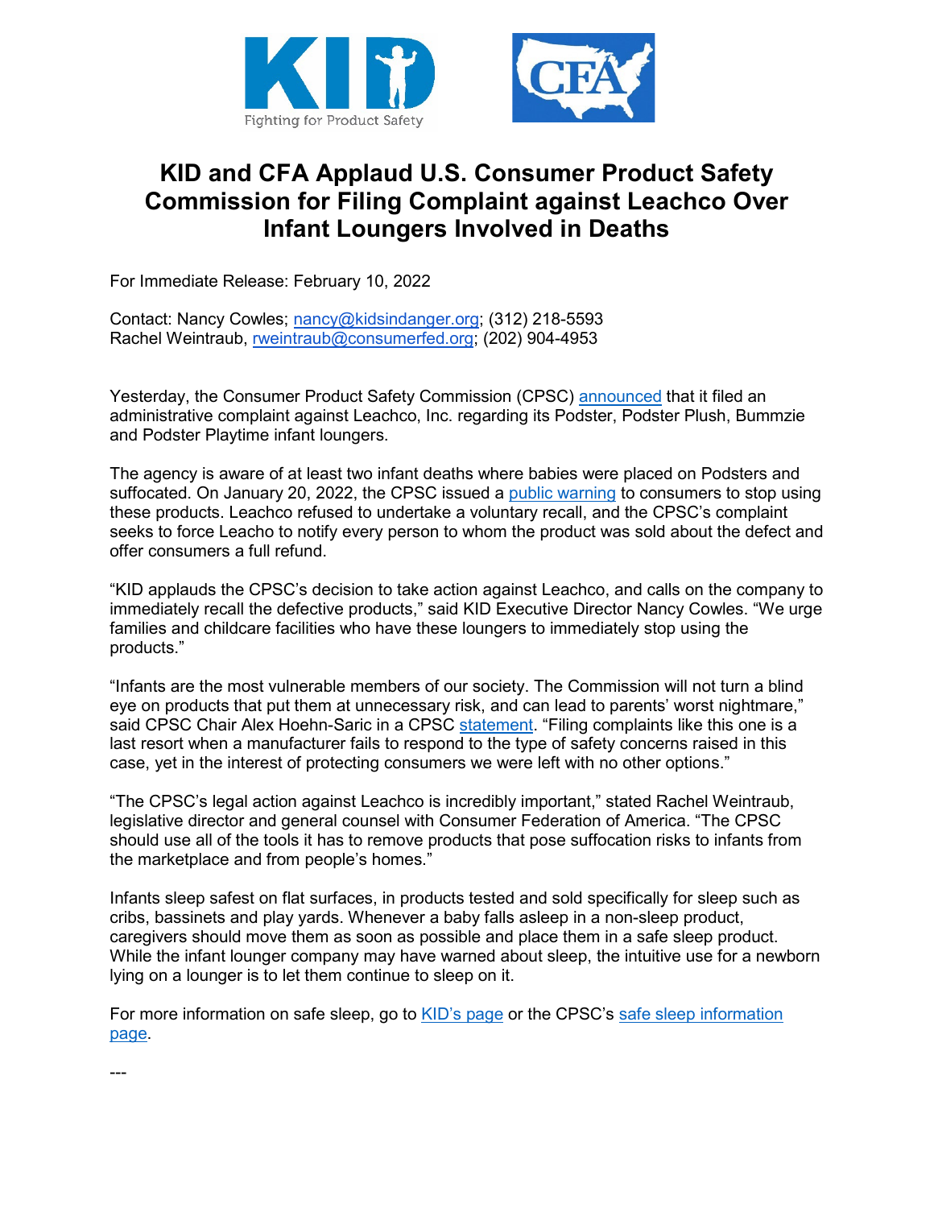# KID and CFA Applaud U.S. Consumer Product Safety Commission for Filing Complaint against Leachco Over Infant Loungers Involved in Deaths

For Immediate Release: February 10, 2022

Contact: Nancy Cowles; nancy@kidsindanger.org; (312) 218-5593
Rachel Weintraub, rweintraub@consumerfed.org; (202) 904-4953

Yesterday, the Consumer Product Safety Commission (CPSC) announced that it filed an administrative complaint against Leachco, Inc. regarding its Podster, Podster Plush, Bummzie and Podster Playtime infant loungers.

The agency is aware of at least two infant deaths where babies were placed on Podsters and suffocated. On January 20, 2022, the CPSC issued a public warning to consumers to stop using these products. Leachco refused to undertake a voluntary recall, and the CPSC's complaint seeks to force Leacho to notify every person to whom the product was sold about the defect and offer consumers a full refund.

"KID applauds the CPSC's decision to take action against Leachco, and calls on the company to immediately recall the defective products," said KID Executive Director Nancy Cowles. "We urge families and childcare facilities who have these loungers to immediately stop using the products."

"Infants are the most vulnerable members of our society. The Commission will not turn a blind eye on products that put them at unnecessary risk, and can lead to parents' worst nightmare," said CPSC Chair Alex Hoehn-Saric in a CPSC statement. "Filing complaints like this one is a last resort when a manufacturer fails to respond to the type of safety concerns raised in this case, yet in the interest of protecting consumers we were left with no other options."

"The CPSC's legal action against Leachco is incredibly important," stated Rachel Weintraub, legislative director and general counsel with Consumer Federation of America. "The CPSC should use all of the tools it has to remove products that pose suffocation risks to infants from the marketplace and from people's homes."

Infants sleep safest on flat surfaces, in products tested and sold specifically for sleep such as cribs, bassinets and play yards. Whenever a baby falls asleep in a non-sleep product, caregivers should move them as soon as possible and place them in a safe sleep product. While the infant lounger company may have warned about sleep, the intuitive use for a newborn lying on a lounger is to let them continue to sleep on it.

For more information on safe sleep, go to KID's page or the CPSC's safe sleep information page.

---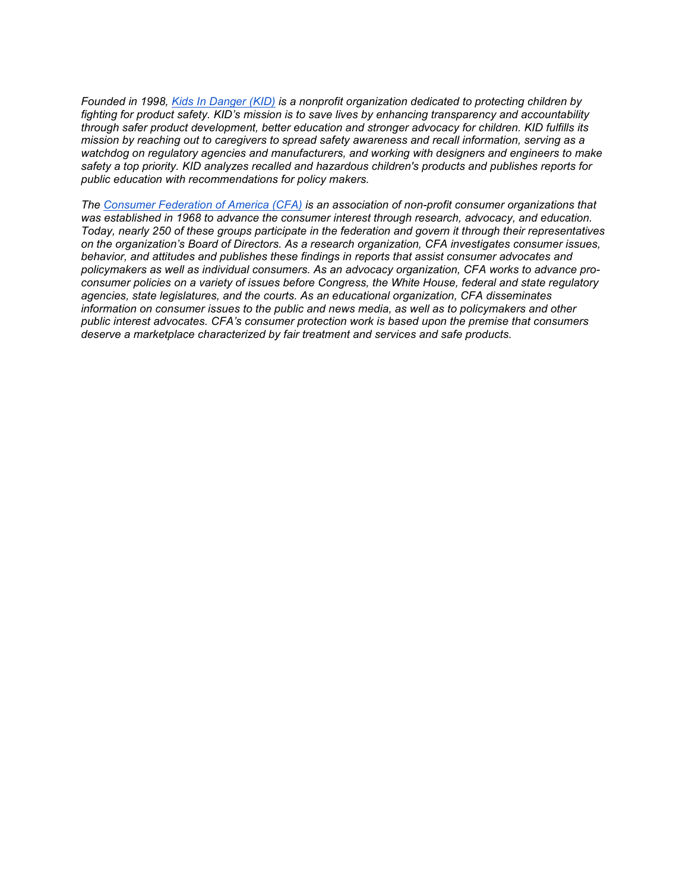*Founded in 1998, [Kids In Danger (KID)] is a nonprofit organization dedicated to protecting children by fighting for product safety. KID's mission is to save lives by enhancing transparency and accountability through safer product development, better education and stronger advocacy for children. KID fulfills its mission by reaching out to caregivers to spread safety awareness and recall information, serving as a watchdog on regulatory agencies and manufacturers, and working with designers and engineers to make safety a top priority. KID analyzes recalled and hazardous children's products and publishes reports for public education with recommendations for policy makers.*

*The [Consumer Federation of America (CFA)] is an association of non-profit consumer organizations that was established in 1968 to advance the consumer interest through research, advocacy, and education. Today, nearly 250 of these groups participate in the federation and govern it through their representatives on the organization's Board of Directors. As a research organization, CFA investigates consumer issues, behavior, and attitudes and publishes these findings in reports that assist consumer advocates and policymakers as well as individual consumers. As an advocacy organization, CFA works to advance pro-consumer policies on a variety of issues before Congress, the White House, federal and state regulatory agencies, state legislatures, and the courts. As an educational organization, CFA disseminates information on consumer issues to the public and news media, as well as to policymakers and other public interest advocates. CFA's consumer protection work is based upon the premise that consumers deserve a marketplace characterized by fair treatment and services and safe products.*